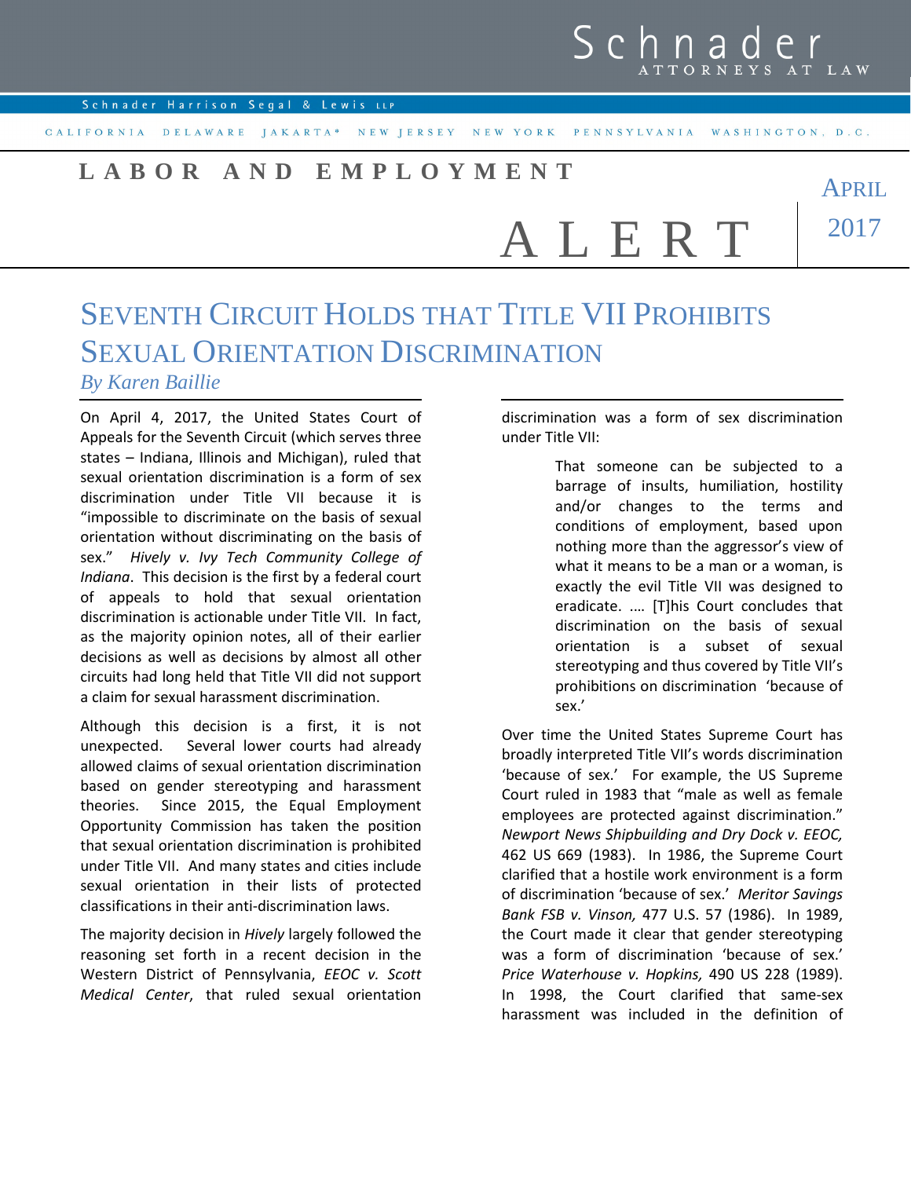Schnader
ATTORNEYS AT LAW

Schnader Harrison Segal & Lewis LLP

CALIFORNIA DELAWARE JAKARTA* NEW JERSEY NEW YORK PENNSYLVANIA WASHINGTON, D.C.

**LABOR AND EMPLOYMENT**

# ALERT

APRIL 2017

# SEVENTH CIRCUIT HOLDS THAT TITLE VII PROHIBITS SEXUAL ORIENTATION DISCRIMINATION

*By Karen Baillie*

On April 4, 2017, the United States Court of Appeals for the Seventh Circuit (which serves three states – Indiana, Illinois and Michigan), ruled that sexual orientation discrimination is a form of sex discrimination under Title VII because it is "impossible to discriminate on the basis of sexual orientation without discriminating on the basis of sex." *Hively v. Ivy Tech Community College of Indiana*. This decision is the first by a federal court of appeals to hold that sexual orientation discrimination is actionable under Title VII. In fact, as the majority opinion notes, all of their earlier decisions as well as decisions by almost all other circuits had long held that Title VII did not support a claim for sexual harassment discrimination.

Although this decision is a first, it is not unexpected. Several lower courts had already allowed claims of sexual orientation discrimination based on gender stereotyping and harassment theories. Since 2015, the Equal Employment Opportunity Commission has taken the position that sexual orientation discrimination is prohibited under Title VII. And many states and cities include sexual orientation in their lists of protected classifications in their anti-discrimination laws.

The majority decision in *Hively* largely followed the reasoning set forth in a recent decision in the Western District of Pennsylvania, *EEOC v. Scott Medical Center*, that ruled sexual orientation discrimination was a form of sex discrimination under Title VII:

> That someone can be subjected to a barrage of insults, humiliation, hostility and/or changes to the terms and conditions of employment, based upon nothing more than the aggressor's view of what it means to be a man or a woman, is exactly the evil Title VII was designed to eradicate. …. [T]his Court concludes that discrimination on the basis of sexual orientation is a subset of sexual stereotyping and thus covered by Title VII's prohibitions on discrimination 'because of sex.'

Over time the United States Supreme Court has broadly interpreted Title VII's words discrimination 'because of sex.' For example, the US Supreme Court ruled in 1983 that "male as well as female employees are protected against discrimination." *Newport News Shipbuilding and Dry Dock v. EEOC,* 462 US 669 (1983). In 1986, the Supreme Court clarified that a hostile work environment is a form of discrimination 'because of sex.' *Meritor Savings Bank FSB v. Vinson,* 477 U.S. 57 (1986). In 1989, the Court made it clear that gender stereotyping was a form of discrimination 'because of sex.' *Price Waterhouse v. Hopkins,* 490 US 228 (1989). In 1998, the Court clarified that same-sex harassment was included in the definition of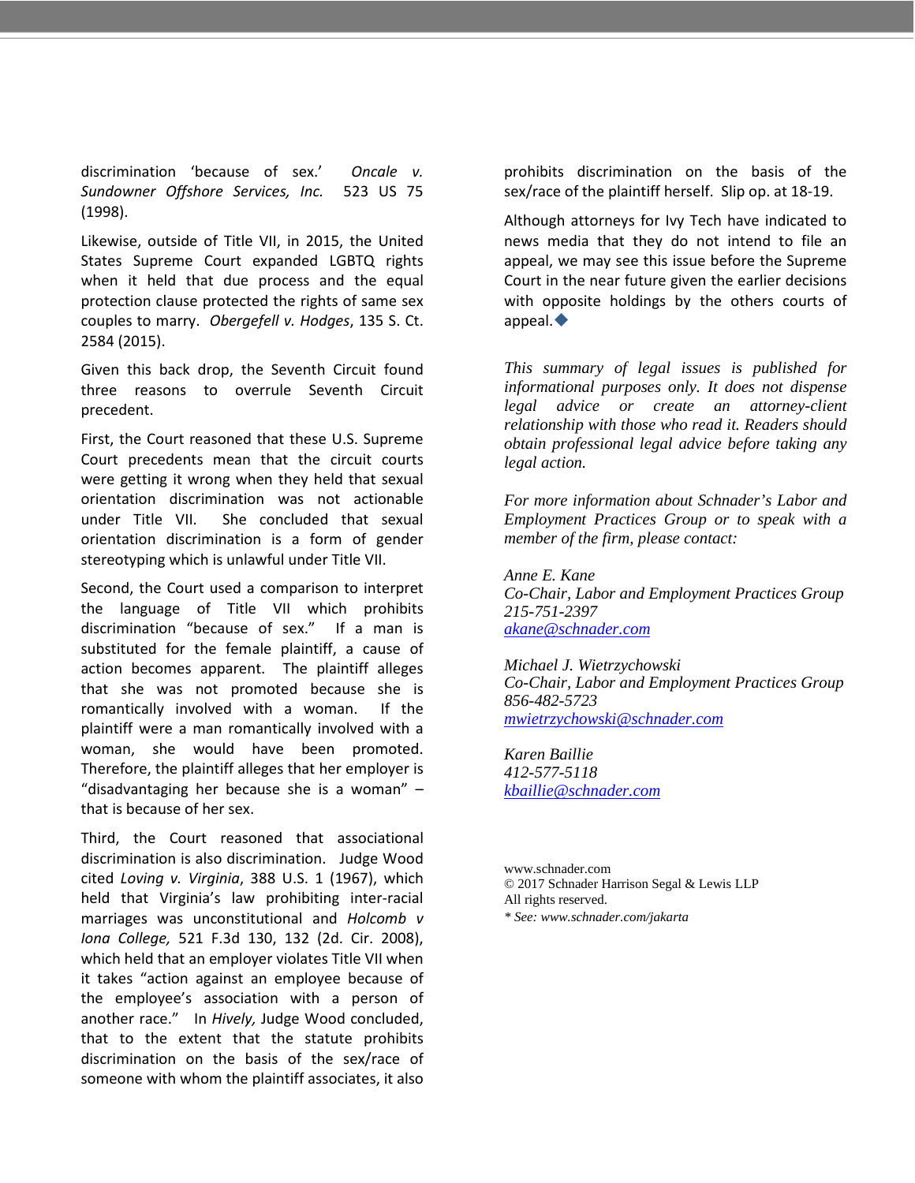discrimination 'because of sex.' *Oncale v. Sundowner Offshore Services, Inc.* 523 US 75 (1998).

Likewise, outside of Title VII, in 2015, the United States Supreme Court expanded LGBTQ rights when it held that due process and the equal protection clause protected the rights of same sex couples to marry. *Obergefell v. Hodges*, 135 S. Ct. 2584 (2015).

Given this back drop, the Seventh Circuit found three reasons to overrule Seventh Circuit precedent.

First, the Court reasoned that these U.S. Supreme Court precedents mean that the circuit courts were getting it wrong when they held that sexual orientation discrimination was not actionable under Title VII. She concluded that sexual orientation discrimination is a form of gender stereotyping which is unlawful under Title VII.

Second, the Court used a comparison to interpret the language of Title VII which prohibits discrimination "because of sex." If a man is substituted for the female plaintiff, a cause of action becomes apparent. The plaintiff alleges that she was not promoted because she is romantically involved with a woman. If the plaintiff were a man romantically involved with a woman, she would have been promoted. Therefore, the plaintiff alleges that her employer is "disadvantaging her because she is a woman" – that is because of her sex.

Third, the Court reasoned that associational discrimination is also discrimination. Judge Wood cited *Loving v. Virginia*, 388 U.S. 1 (1967), which held that Virginia's law prohibiting inter-racial marriages was unconstitutional and *Holcomb v Iona College,* 521 F.3d 130, 132 (2d. Cir. 2008), which held that an employer violates Title VII when it takes "action against an employee because of the employee's association with a person of another race." In *Hively,* Judge Wood concluded, that to the extent that the statute prohibits discrimination on the basis of the sex/race of someone with whom the plaintiff associates, it also prohibits discrimination on the basis of the sex/race of the plaintiff herself. Slip op. at 18-19.

Although attorneys for Ivy Tech have indicated to news media that they do not intend to file an appeal, we may see this issue before the Supreme Court in the near future given the earlier decisions with opposite holdings by the others courts of appeal.◆

*This summary of legal issues is published for informational purposes only. It does not dispense legal advice or create an attorney-client relationship with those who read it. Readers should obtain professional legal advice before taking any legal action.*

*For more information about Schnader's Labor and Employment Practices Group or to speak with a member of the firm, please contact:*

*Anne E. Kane*
*Co-Chair, Labor and Employment Practices Group*
*215-751-2397*
*akane@schnader.com*

*Michael J. Wietrzychowski*
*Co-Chair, Labor and Employment Practices Group*
*856-482-5723*
*mwietrzychowski@schnader.com*

*Karen Baillie*
*412-577-5118*
*kbaillie@schnader.com*

www.schnader.com
© 2017 Schnader Harrison Segal & Lewis LLP
All rights reserved.
*\* See: www.schnader.com/jakarta*